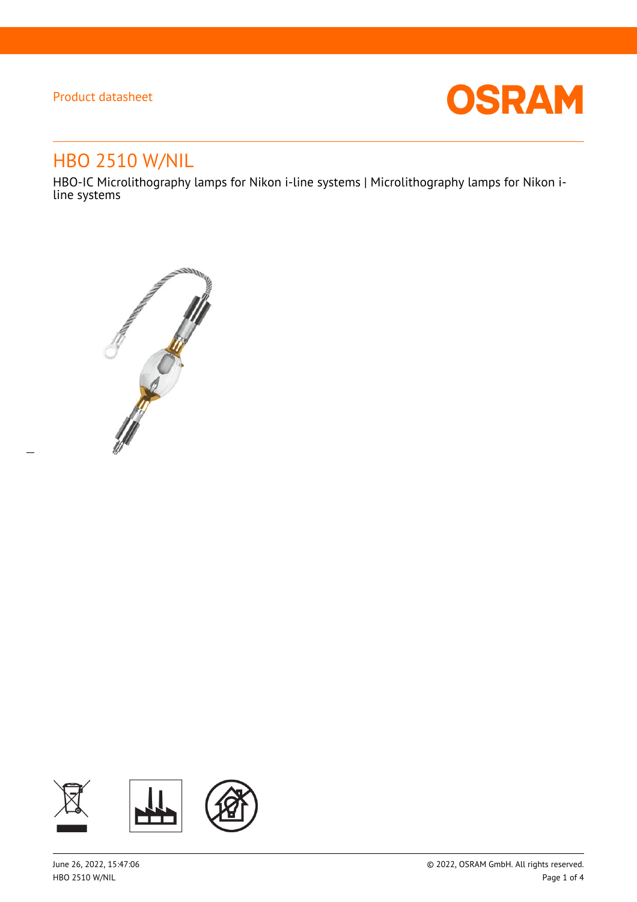Product datasheet

# HBO 2510 W/NIL

HBO-IC Microlithography lamps for Nikon i-line systems | Microlithography lamps for Nikon i-line systems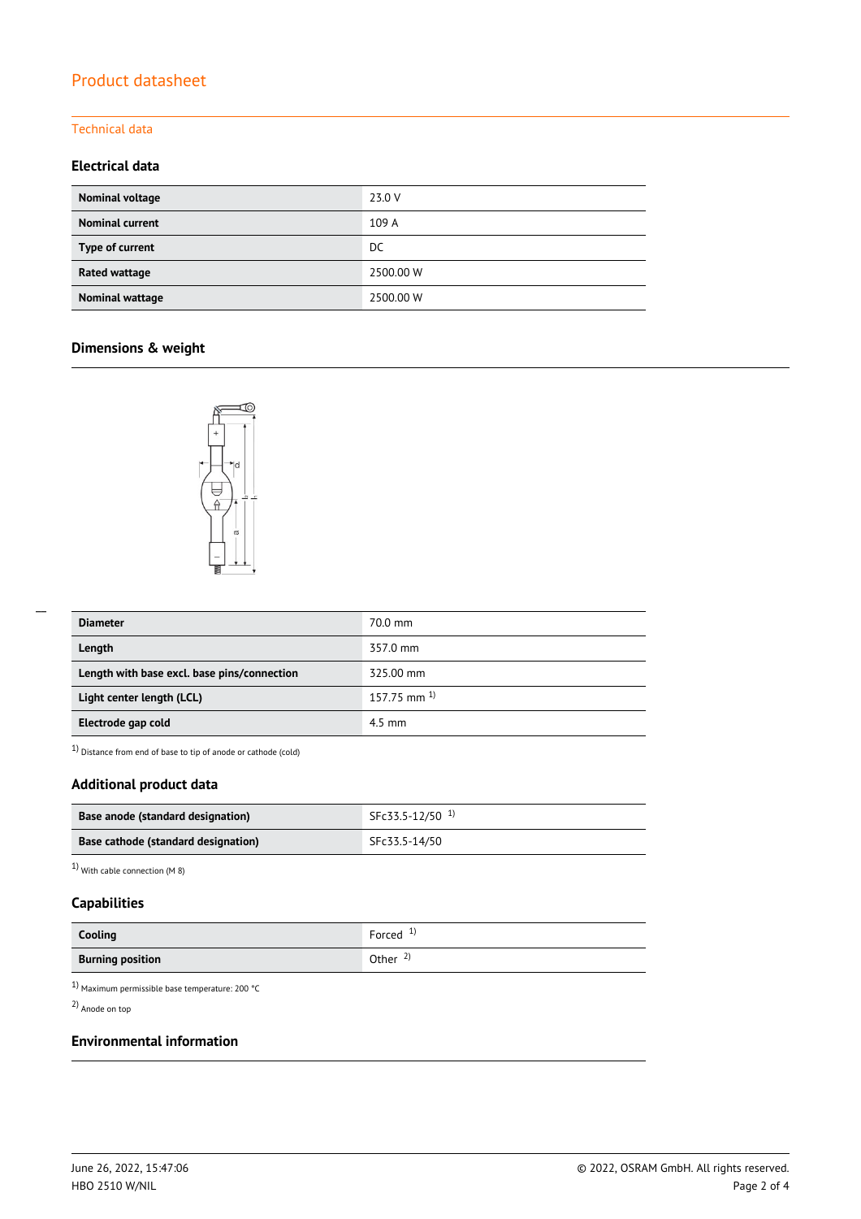## Technical data

### Electrical data

| Nominal voltage | 23.0 V |
|---|---|
| Nominal current | 109 A |
| Type of current | DC |
| Rated wattage | 2500.00 W |
| Nominal wattage | 2500.00 W |

### Dimensions & weight

| Diameter | 70.0 mm |
|---|---|
| Length | 357.0 mm |
| Length with base excl. base pins/connection | 325.00 mm |
| Light center length (LCL) | 157.75 mm [1] |
| Electrode gap cold | 4.5 mm |

[1] Distance from end of base to tip of anode or cathode (cold)

### Additional product data

| Base anode (standard designation) | SFc33.5-12/50 [1] |
|---|---|
| Base cathode (standard designation) | SFc33.5-14/50 |

[1] With cable connection (M 8)

### Capabilities

| Cooling | Forced [1] |
|---|---|
| Burning position | Other [2] |

[1] Maximum permissible base temperature: 200 °C

[2] Anode on top

### Environmental information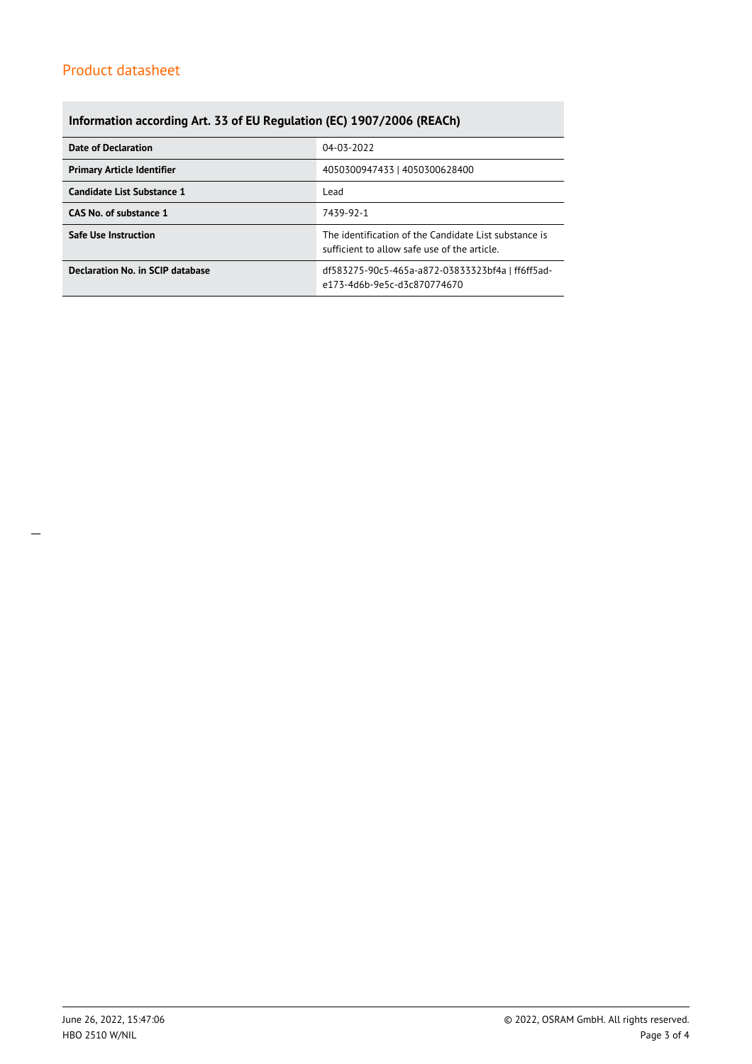## Information according Art. 33 of EU Regulation (EC) 1907/2006 (REACh)

| | |
|---|---|
| **Date of Declaration** | 04-03-2022 |
| **Primary Article Identifier** | 4050300947433 \| 4050300628400 |
| **Candidate List Substance 1** | Lead |
| **CAS No. of substance 1** | 7439-92-1 |
| **Safe Use Instruction** | The identification of the Candidate List substance is sufficient to allow safe use of the article. |
| **Declaration No. in SCIP database** | df583275-90c5-465a-a872-03833323bf4a \| ff6ff5ad-e173-4d6b-9e5c-d3c870774670 |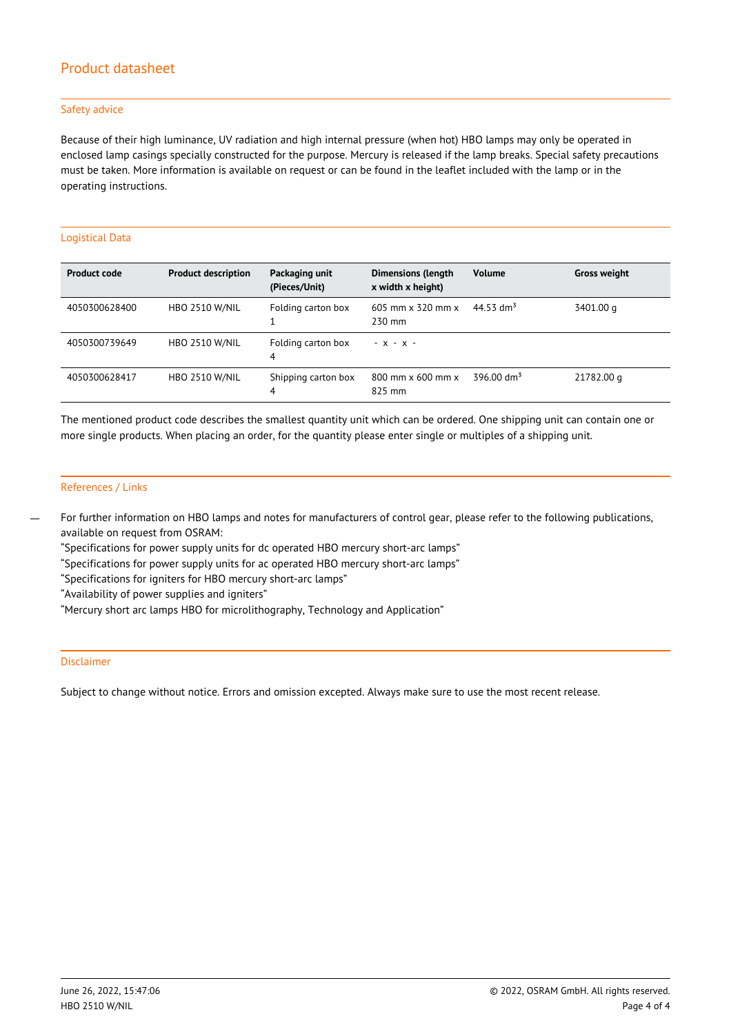# Product datasheet

## Safety advice

Because of their high luminance, UV radiation and high internal pressure (when hot) HBO lamps may only be operated in enclosed lamp casings specially constructed for the purpose. Mercury is released if the lamp breaks. Special safety precautions must be taken. More information is available on request or can be found in the leaflet included with the lamp or in the operating instructions.

## Logistical Data

| Product code | Product description | Packaging unit (Pieces/Unit) | Dimensions (length x width x height) | Volume | Gross weight |
|---|---|---|---|---|---|
| 4050300628400 | HBO 2510 W/NIL | Folding carton box 1 | 605 mm x 320 mm x 230 mm | 44.53 dm³ | 3401.00 g |
| 4050300739649 | HBO 2510 W/NIL | Folding carton box 4 | - x - x - | | |
| 4050300628417 | HBO 2510 W/NIL | Shipping carton box 4 | 800 mm x 600 mm x 825 mm | 396.00 dm³ | 21782.00 g |

The mentioned product code describes the smallest quantity unit which can be ordered. One shipping unit can contain one or more single products. When placing an order, for the quantity please enter single or multiples of a shipping unit.

## References / Links

— For further information on HBO lamps and notes for manufacturers of control gear, please refer to the following publications, available on request from OSRAM:
"Specifications for power supply units for dc operated HBO mercury short-arc lamps"
"Specifications for power supply units for ac operated HBO mercury short-arc lamps"
"Specifications for igniters for HBO mercury short-arc lamps"
"Availability of power supplies and igniters"
"Mercury short arc lamps HBO for microlithography, Technology and Application"

## Disclaimer

Subject to change without notice. Errors and omission excepted. Always make sure to use the most recent release.